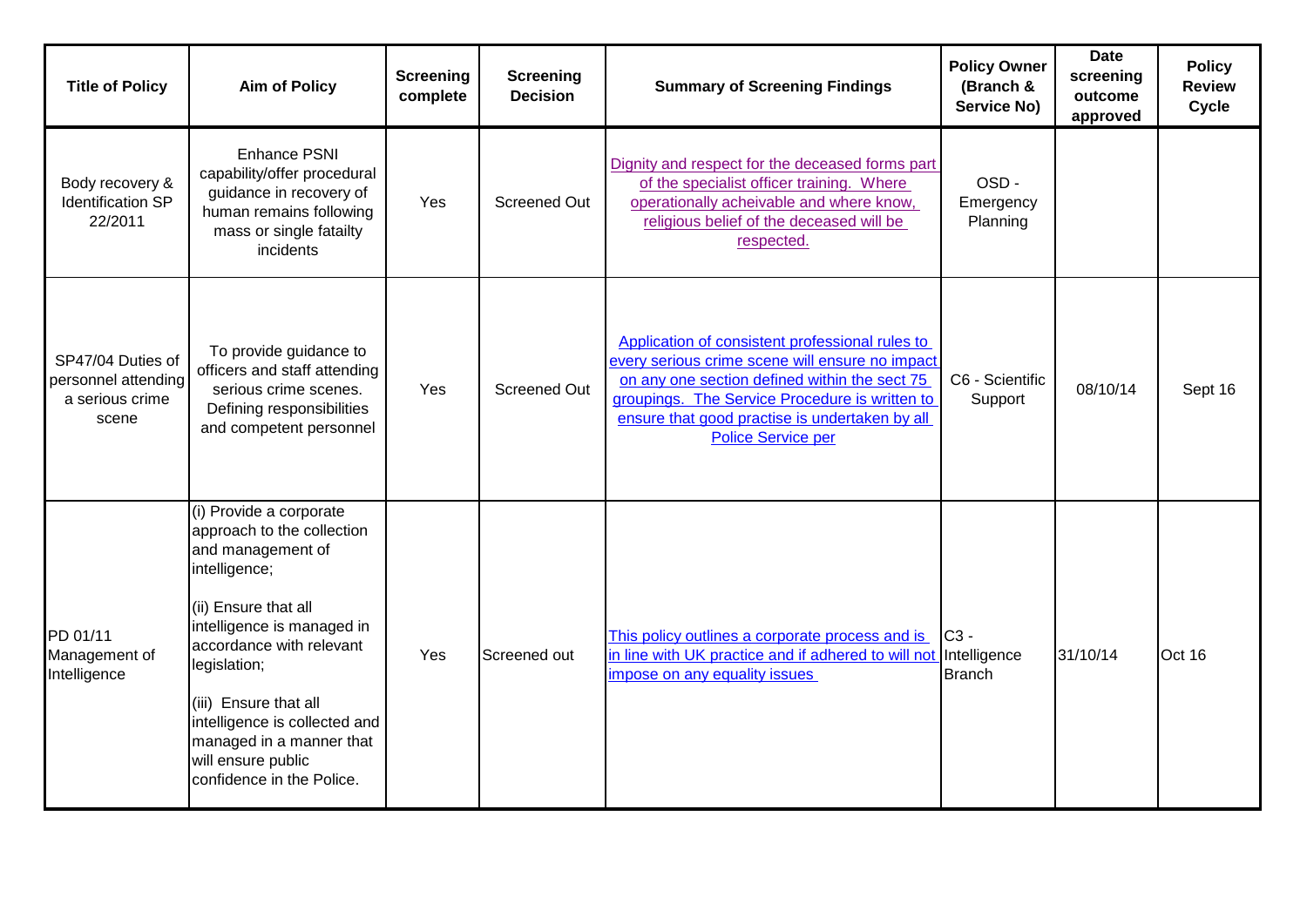| Title of Policy | Aim of Policy | Screening complete | Screening Decision | Summary of Screening Findings | Policy Owner (Branch & Service No) | Date screening outcome approved | Policy Review Cycle |
|---|---|---|---|---|---|---|---|
| Body recovery & Identification SP 22/2011 | Enhance PSNI capability/offer procedural guidance in recovery of human remains following mass or single fatailty incidents | Yes | Screened Out | Dignity and respect for the deceased forms part of the specialist officer training. Where operationally acheivable and where know, religious belief of the deceased will be respected. | OSD - Emergency Planning | | |
| SP47/04 Duties of personnel attending a serious crime scene | To provide guidance to officers and staff attending serious crime scenes. Defining responsibilities and competent personnel | Yes | Screened Out | Application of consistent professional rules to every serious crime scene will ensure no impact on any one section defined within the sect 75 groupings. The Service Procedure is written to ensure that good practise is undertaken by all Police Service per | C6 - Scientific Support | 08/10/14 | Sept 16 |
| PD 01/11 Management of Intelligence | (i) Provide a corporate approach to the collection and management of intelligence; (ii) Ensure that all intelligence is managed in accordance with relevant legislation; (iii) Ensure that all intelligence is collected and managed in a manner that will ensure public confidence in the Police. | Yes | Screened out | This policy outlines a corporate process and is in line with UK practice and if adhered to will not impose on any equality issues | C3 - Intelligence Branch | 31/10/14 | Oct 16 |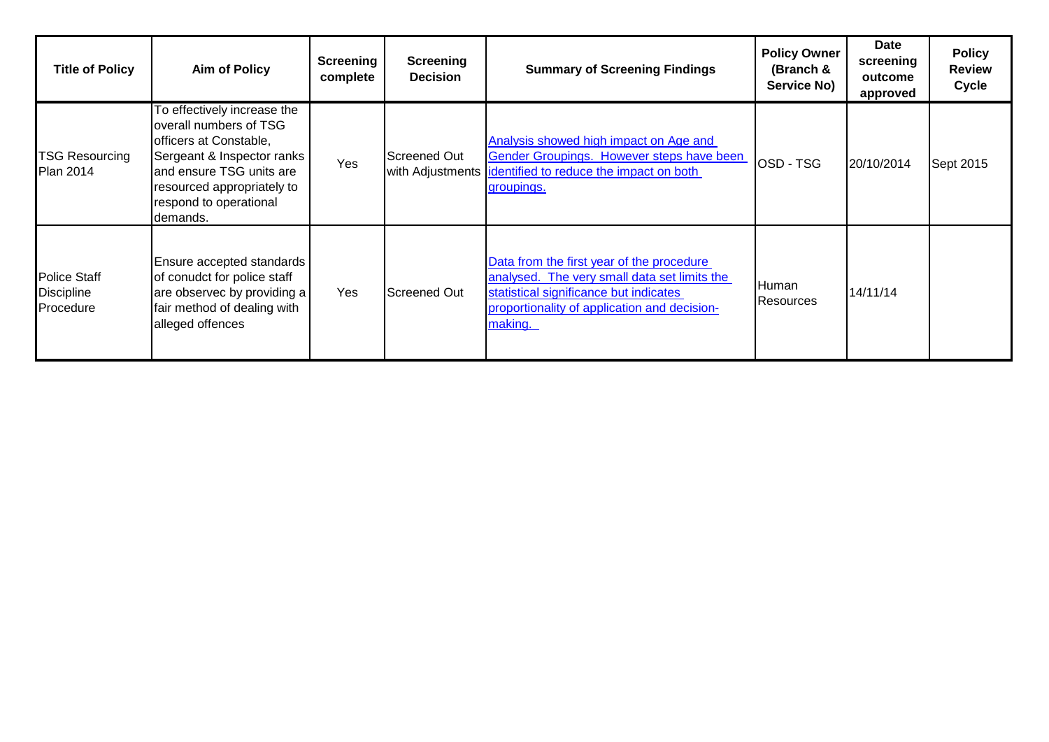| Title of Policy | Aim of Policy | Screening complete | Screening Decision | Summary of Screening Findings | Policy Owner (Branch & Service No) | Date screening outcome approved | Policy Review Cycle |
|---|---|---|---|---|---|---|---|
| TSG Resourcing Plan 2014 | To effectively increase the overall numbers of TSG officers at Constable, Sergeant & Inspector ranks and ensure TSG units are resourced appropriately to respond to operational demands. | Yes | Screened Out with Adjustments | Analysis showed high impact on Age and Gender Groupings. However steps have been identified to reduce the impact on both groupings. | OSD - TSG | 20/10/2014 | Sept 2015 |
| Police Staff Discipline Procedure | Ensure accepted standards of conudct for police staff are observec by providing a fair method of dealing with alleged offences | Yes | Screened Out | Data from the first year of the procedure analysed. The very small data set limits the statistical significance but indicates proportionality of application and decision-making. | Human Resources | 14/11/14 | |